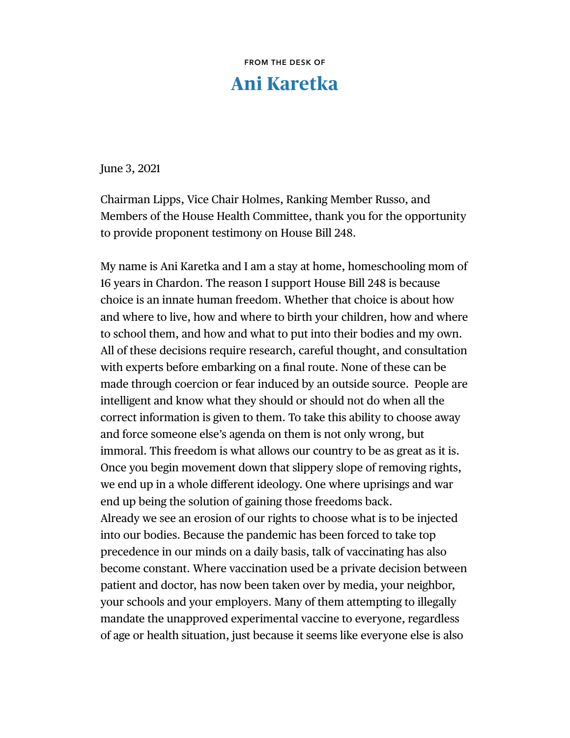FROM THE DESK OF

# Ani Karetka

June 3, 2021

Chairman Lipps, Vice Chair Holmes, Ranking Member Russo, and Members of the House Health Committee, thank you for the opportunity to provide proponent testimony on House Bill 248.

My name is Ani Karetka and I am a stay at home, homeschooling mom of 16 years in Chardon. The reason I support House Bill 248 is because choice is an innate human freedom. Whether that choice is about how and where to live, how and where to birth your children, how and where to school them, and how and what to put into their bodies and my own. All of these decisions require research, careful thought, and consultation with experts before embarking on a final route. None of these can be made through coercion or fear induced by an outside source. People are intelligent and know what they should or should not do when all the correct information is given to them. To take this ability to choose away and force someone else's agenda on them is not only wrong, but immoral. This freedom is what allows our country to be as great as it is. Once you begin movement down that slippery slope of removing rights, we end up in a whole different ideology. One where uprisings and war end up being the solution of gaining those freedoms back.
Already we see an erosion of our rights to choose what is to be injected into our bodies. Because the pandemic has been forced to take top precedence in our minds on a daily basis, talk of vaccinating has also become constant. Where vaccination used be a private decision between patient and doctor, has now been taken over by media, your neighbor, your schools and your employers. Many of them attempting to illegally mandate the unapproved experimental vaccine to everyone, regardless of age or health situation, just because it seems like everyone else is also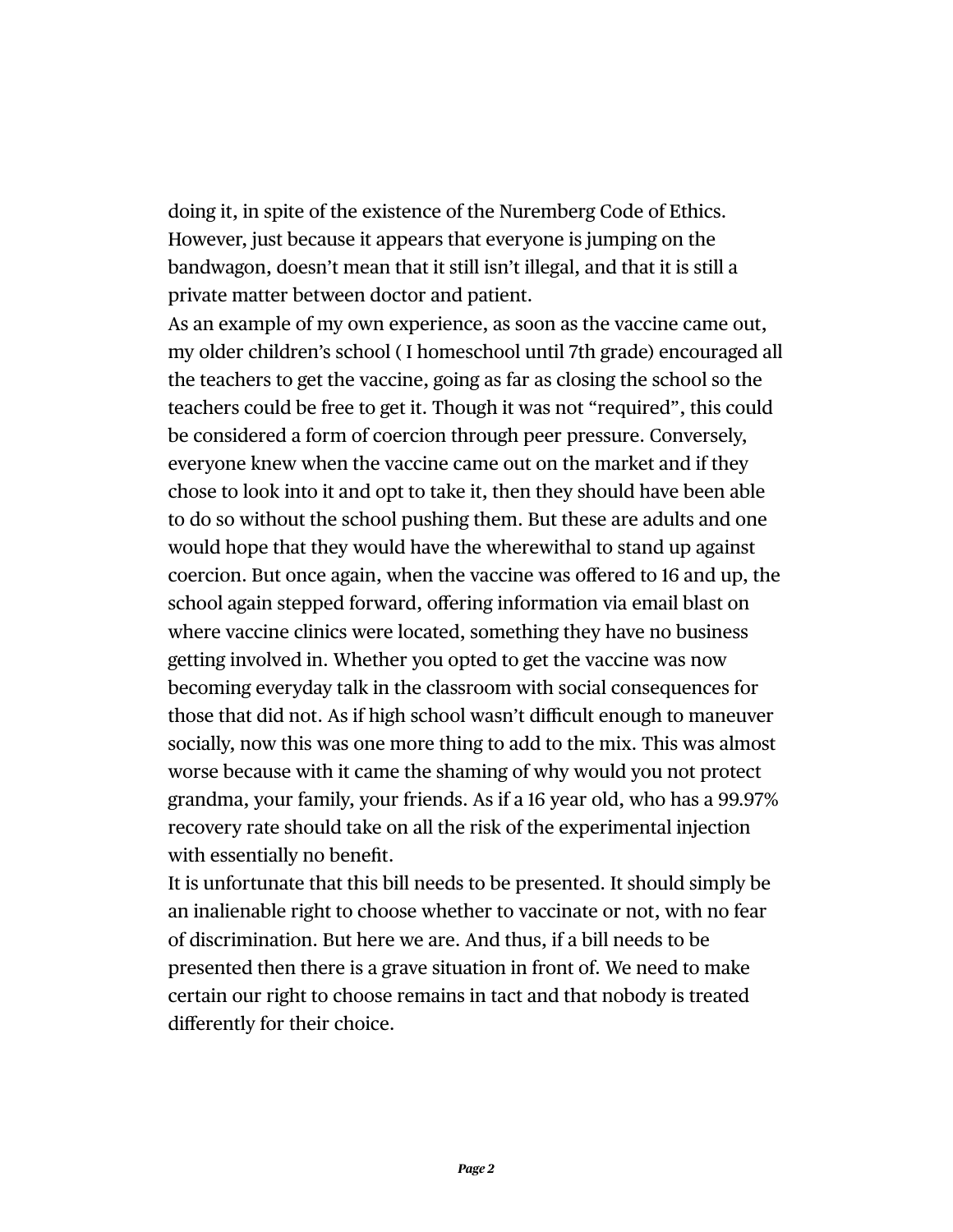doing it, in spite of the existence of the Nuremberg Code of Ethics. However, just because it appears that everyone is jumping on the bandwagon, doesn't mean that it still isn't illegal, and that it is still a private matter between doctor and patient.

As an example of my own experience, as soon as the vaccine came out, my older children's school ( I homeschool until 7th grade) encouraged all the teachers to get the vaccine, going as far as closing the school so the teachers could be free to get it. Though it was not "required", this could be considered a form of coercion through peer pressure. Conversely, everyone knew when the vaccine came out on the market and if they chose to look into it and opt to take it, then they should have been able to do so without the school pushing them. But these are adults and one would hope that they would have the wherewithal to stand up against coercion. But once again, when the vaccine was offered to 16 and up, the school again stepped forward, offering information via email blast on where vaccine clinics were located, something they have no business getting involved in. Whether you opted to get the vaccine was now becoming everyday talk in the classroom with social consequences for those that did not. As if high school wasn't difficult enough to maneuver socially, now this was one more thing to add to the mix. This was almost worse because with it came the shaming of why would you not protect grandma, your family, your friends. As if a 16 year old, who has a 99.97% recovery rate should take on all the risk of the experimental injection with essentially no benefit.

It is unfortunate that this bill needs to be presented. It should simply be an inalienable right to choose whether to vaccinate or not, with no fear of discrimination. But here we are. And thus, if a bill needs to be presented then there is a grave situation in front of. We need to make certain our right to choose remains in tact and that nobody is treated differently for their choice.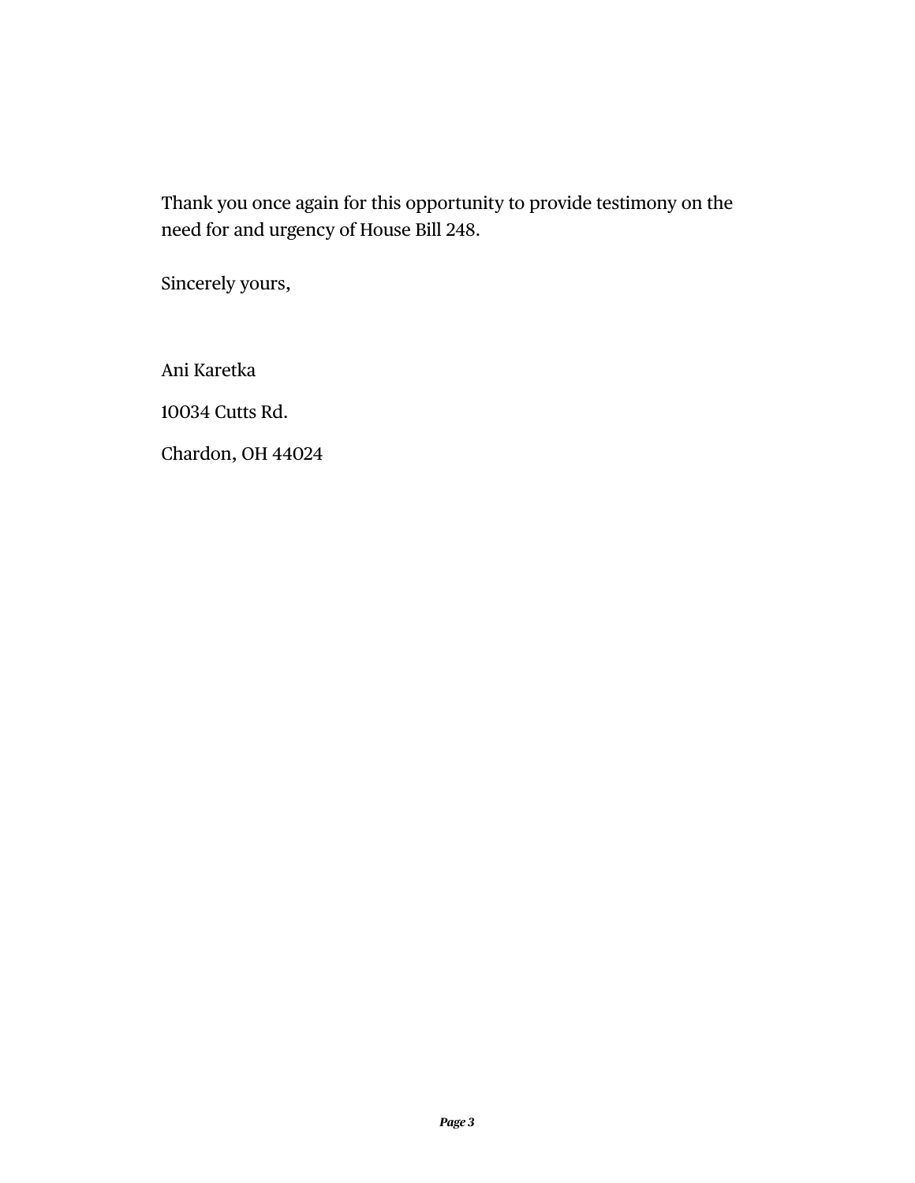Thank you once again for this opportunity to provide testimony on the need for and urgency of House Bill 248.

Sincerely yours,

Ani Karetka

10034 Cutts Rd.

Chardon, OH 44024